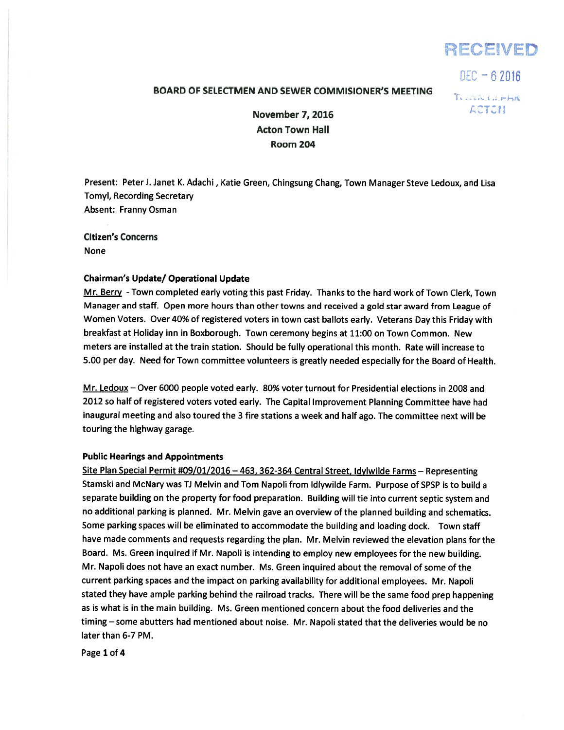RECEIVED

DEC - 6 2016

TOWN CLERK
ACTON

**BOARD OF SELECTMEN AND SEWER COMMISIONER'S MEETING**

**November 7, 2016**
**Acton Town Hall**
**Room 204**

Present: Peter J. Janet K. Adachi , Katie Green, Chingsung Chang, Town Manager Steve Ledoux, and Lisa Tomyl, Recording Secretary
Absent: Franny Osman

**Citizen's Concerns**
None

**Chairman's Update/ Operational Update**

Mr. Berry - Town completed early voting this past Friday. Thanks to the hard work of Town Clerk, Town Manager and staff. Open more hours than other towns and received a gold star award from League of Women Voters. Over 40% of registered voters in town cast ballots early. Veterans Day this Friday with breakfast at Holiday inn in Boxborough. Town ceremony begins at 11:00 on Town Common. New meters are installed at the train station. Should be fully operational this month. Rate will increase to 5.00 per day. Need for Town committee volunteers is greatly needed especially for the Board of Health.

Mr. Ledoux – Over 6000 people voted early. 80% voter turnout for Presidential elections in 2008 and 2012 so half of registered voters voted early. The Capital Improvement Planning Committee have had inaugural meeting and also toured the 3 fire stations a week and half ago. The committee next will be touring the highway garage.

**Public Hearings and Appointments**

Site Plan Special Permit #09/01/2016 – 463, 362-364 Central Street, Idylwilde Farms – Representing Stamski and McNary was TJ Melvin and Tom Napoli from Idlywilde Farm. Purpose of SPSP is to build a separate building on the property for food preparation. Building will tie into current septic system and no additional parking is planned. Mr. Melvin gave an overview of the planned building and schematics. Some parking spaces will be eliminated to accommodate the building and loading dock. Town staff have made comments and requests regarding the plan. Mr. Melvin reviewed the elevation plans for the Board. Ms. Green inquired if Mr. Napoli is intending to employ new employees for the new building. Mr. Napoli does not have an exact number. Ms. Green inquired about the removal of some of the current parking spaces and the impact on parking availability for additional employees. Mr. Napoli stated they have ample parking behind the railroad tracks. There will be the same food prep happening as is what is in the main building. Ms. Green mentioned concern about the food deliveries and the timing – some abutters had mentioned about noise. Mr. Napoli stated that the deliveries would be no later than 6-7 PM.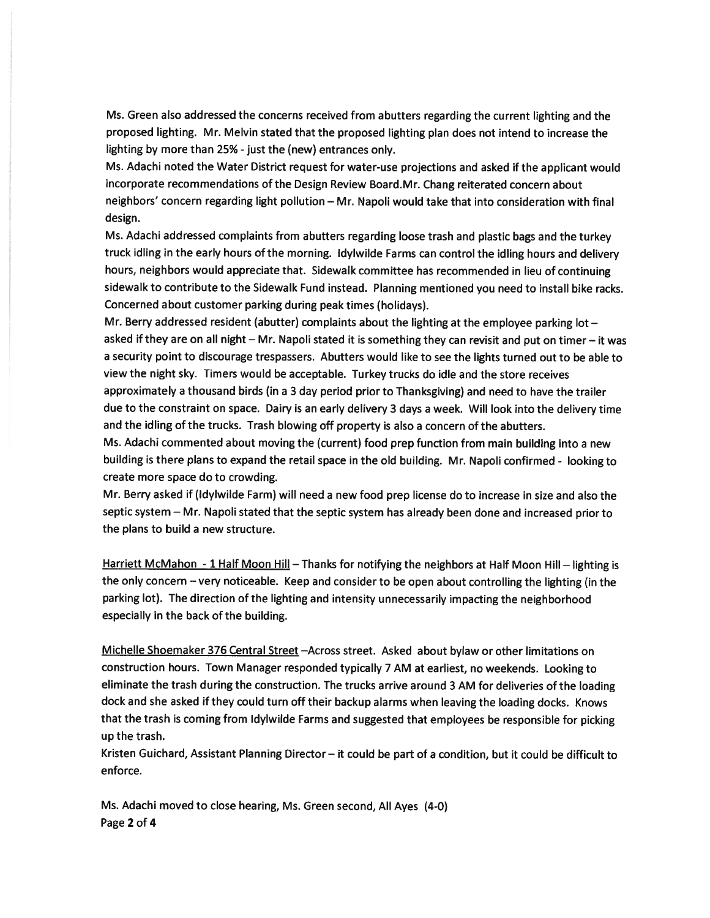Ms. Green also addressed the concerns received from abutters regarding the current lighting and the proposed lighting. Mr. Melvin stated that the proposed lighting plan does not intend to increase the lighting by more than 25% - just the (new) entrances only.

Ms. Adachi noted the Water District request for water-use projections and asked if the applicant would incorporate recommendations of the Design Review Board.Mr. Chang reiterated concern about neighbors' concern regarding light pollution – Mr. Napoli would take that into consideration with final design.

Ms. Adachi addressed complaints from abutters regarding loose trash and plastic bags and the turkey truck idling in the early hours of the morning. Idylwilde Farms can control the idling hours and delivery hours, neighbors would appreciate that. Sidewalk committee has recommended in lieu of continuing sidewalk to contribute to the Sidewalk Fund instead. Planning mentioned you need to install bike racks. Concerned about customer parking during peak times (holidays).

Mr. Berry addressed resident (abutter) complaints about the lighting at the employee parking lot – asked if they are on all night – Mr. Napoli stated it is something they can revisit and put on timer – it was a security point to discourage trespassers. Abutters would like to see the lights turned out to be able to view the night sky. Timers would be acceptable. Turkey trucks do idle and the store receives approximately a thousand birds (in a 3 day period prior to Thanksgiving) and need to have the trailer due to the constraint on space. Dairy is an early delivery 3 days a week. Will look into the delivery time and the idling of the trucks. Trash blowing off property is also a concern of the abutters.

Ms. Adachi commented about moving the (current) food prep function from main building into a new building is there plans to expand the retail space in the old building. Mr. Napoli confirmed - looking to create more space do to crowding.

Mr. Berry asked if (Idylwilde Farm) will need a new food prep license do to increase in size and also the septic system – Mr. Napoli stated that the septic system has already been done and increased prior to the plans to build a new structure.

Harriett McMahon - 1 Half Moon Hill – Thanks for notifying the neighbors at Half Moon Hill – lighting is the only concern – very noticeable. Keep and consider to be open about controlling the lighting (in the parking lot). The direction of the lighting and intensity unnecessarily impacting the neighborhood especially in the back of the building.

Michelle Shoemaker 376 Central Street –Across street. Asked about bylaw or other limitations on construction hours. Town Manager responded typically 7 AM at earliest, no weekends. Looking to eliminate the trash during the construction. The trucks arrive around 3 AM for deliveries of the loading dock and she asked if they could turn off their backup alarms when leaving the loading docks. Knows that the trash is coming from Idylwilde Farms and suggested that employees be responsible for picking up the trash.

Kristen Guichard, Assistant Planning Director – it could be part of a condition, but it could be difficult to enforce.

Ms. Adachi moved to close hearing, Ms. Green second, All Ayes (4-0)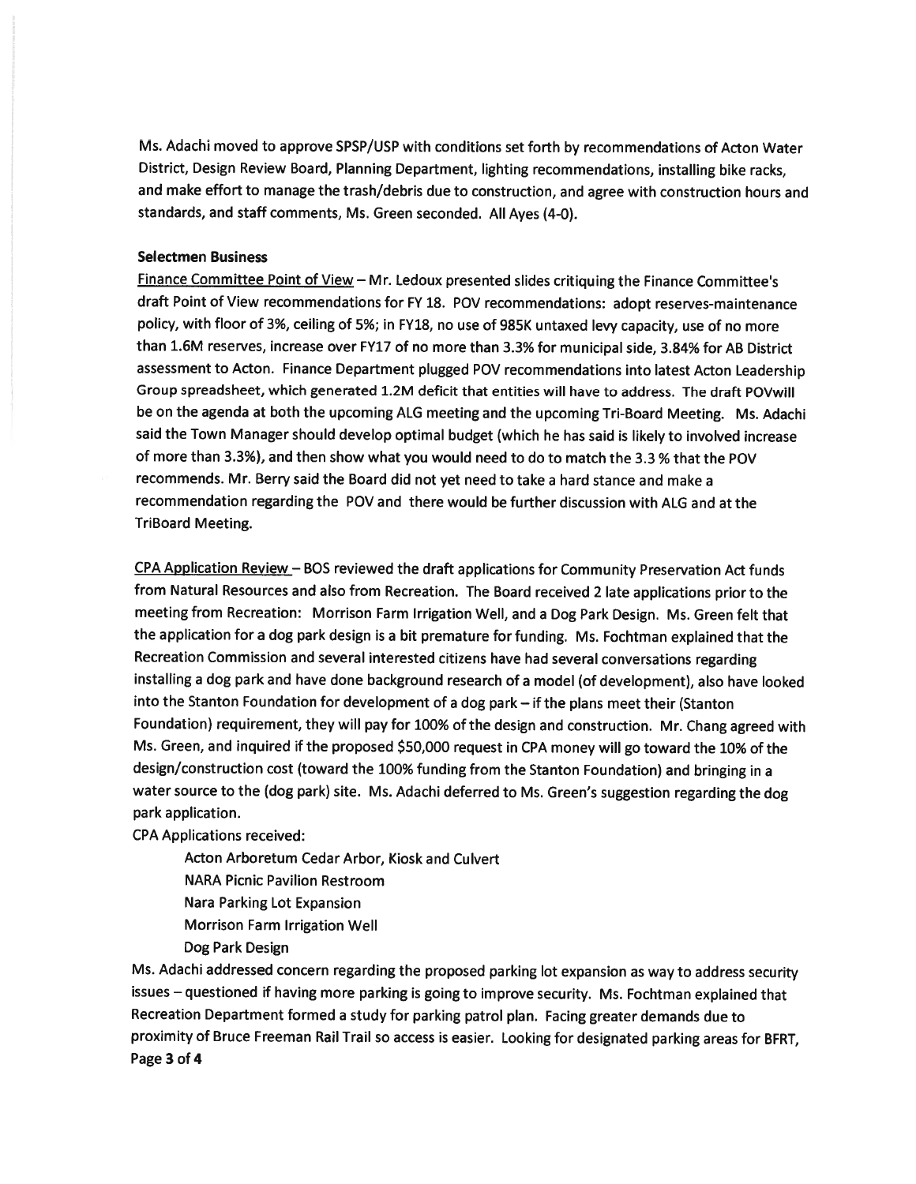Ms. Adachi moved to approve SPSP/USP with conditions set forth by recommendations of Acton Water District, Design Review Board, Planning Department, lighting recommendations, installing bike racks, and make effort to manage the trash/debris due to construction, and agree with construction hours and standards, and staff comments, Ms. Green seconded. All Ayes (4-0).

**Selectmen Business**

Finance Committee Point of View – Mr. Ledoux presented slides critiquing the Finance Committee's draft Point of View recommendations for FY 18. POV recommendations: adopt reserves-maintenance policy, with floor of 3%, ceiling of 5%; in FY18, no use of 985K untaxed levy capacity, use of no more than 1.6M reserves, increase over FY17 of no more than 3.3% for municipal side, 3.84% for AB District assessment to Acton. Finance Department plugged POV recommendations into latest Acton Leadership Group spreadsheet, which generated 1.2M deficit that entities will have to address. The draft POVwill be on the agenda at both the upcoming ALG meeting and the upcoming Tri-Board Meeting. Ms. Adachi said the Town Manager should develop optimal budget (which he has said is likely to involved increase of more than 3.3%), and then show what you would need to do to match the 3.3 % that the POV recommends. Mr. Berry said the Board did not yet need to take a hard stance and make a recommendation regarding the POV and there would be further discussion with ALG and at the TriBoard Meeting.

CPA Application Review – BOS reviewed the draft applications for Community Preservation Act funds from Natural Resources and also from Recreation. The Board received 2 late applications prior to the meeting from Recreation: Morrison Farm Irrigation Well, and a Dog Park Design. Ms. Green felt that the application for a dog park design is a bit premature for funding. Ms. Fochtman explained that the Recreation Commission and several interested citizens have had several conversations regarding installing a dog park and have done background research of a model (of development), also have looked into the Stanton Foundation for development of a dog park – if the plans meet their (Stanton Foundation) requirement, they will pay for 100% of the design and construction. Mr. Chang agreed with Ms. Green, and inquired if the proposed $50,000 request in CPA money will go toward the 10% of the design/construction cost (toward the 100% funding from the Stanton Foundation) and bringing in a water source to the (dog park) site. Ms. Adachi deferred to Ms. Green's suggestion regarding the dog park application.

CPA Applications received:

- Acton Arboretum Cedar Arbor, Kiosk and Culvert
- NARA Picnic Pavilion Restroom
- Nara Parking Lot Expansion
- Morrison Farm Irrigation Well
- Dog Park Design

Ms. Adachi addressed concern regarding the proposed parking lot expansion as way to address security issues – questioned if having more parking is going to improve security. Ms. Fochtman explained that Recreation Department formed a study for parking patrol plan. Facing greater demands due to proximity of Bruce Freeman Rail Trail so access is easier. Looking for designated parking areas for BFRT,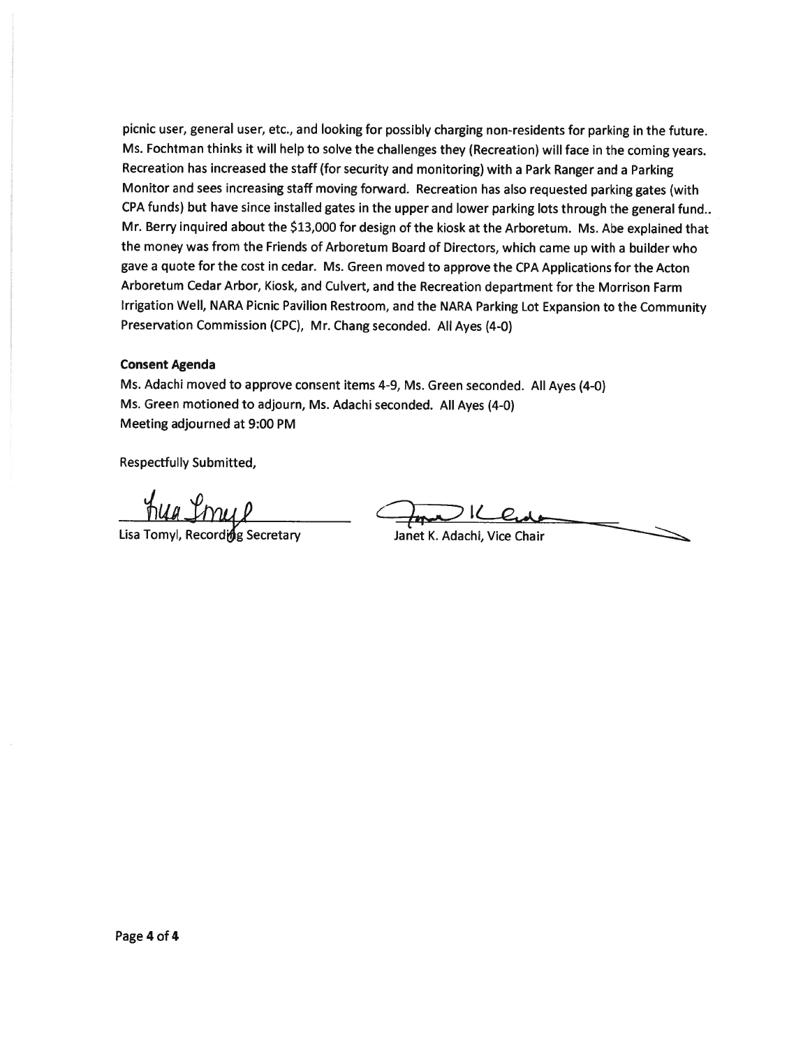picnic user, general user, etc., and looking for possibly charging non-residents for parking in the future. Ms. Fochtman thinks it will help to solve the challenges they (Recreation) will face in the coming years. Recreation has increased the staff (for security and monitoring) with a Park Ranger and a Parking Monitor and sees increasing staff moving forward. Recreation has also requested parking gates (with CPA funds) but have since installed gates in the upper and lower parking lots through the general fund.. Mr. Berry inquired about the $13,000 for design of the kiosk at the Arboretum. Ms. Abe explained that the money was from the Friends of Arboretum Board of Directors, which came up with a builder who gave a quote for the cost in cedar. Ms. Green moved to approve the CPA Applications for the Acton Arboretum Cedar Arbor, Kiosk, and Culvert, and the Recreation department for the Morrison Farm Irrigation Well, NARA Picnic Pavilion Restroom, and the NARA Parking Lot Expansion to the Community Preservation Commission (CPC), Mr. Chang seconded. All Ayes (4-0)

**Consent Agenda**

Ms. Adachi moved to approve consent items 4-9, Ms. Green seconded. All Ayes (4-0)
Ms. Green motioned to adjourn, Ms. Adachi seconded. All Ayes (4-0)
Meeting adjourned at 9:00 PM

Respectfully Submitted,

Lisa Tomyl, Recording Secretary

Janet K. Adachi, Vice Chair